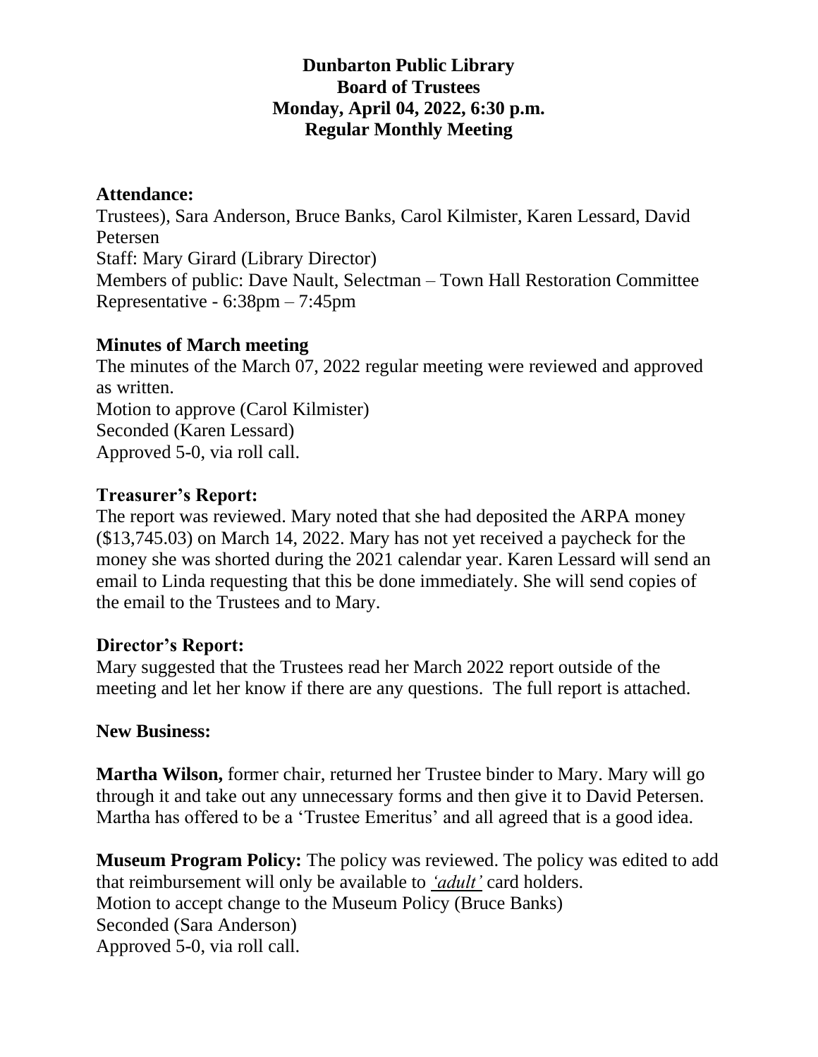**Dunbarton Public Library**
**Board of Trustees**
**Monday, April 04, 2022, 6:30 p.m.**
**Regular Monthly Meeting**

### Attendance:

Trustees), Sara Anderson, Bruce Banks, Carol Kilmister, Karen Lessard, David Petersen
Staff: Mary Girard (Library Director)
Members of public: Dave Nault, Selectman – Town Hall Restoration Committee Representative - 6:38pm – 7:45pm

### Minutes of March meeting

The minutes of the March 07, 2022 regular meeting were reviewed and approved as written.
Motion to approve (Carol Kilmister)
Seconded (Karen Lessard)
Approved 5-0, via roll call.

### Treasurer's Report:

The report was reviewed. Mary noted that she had deposited the ARPA money ($13,745.03) on March 14, 2022. Mary has not yet received a paycheck for the money she was shorted during the 2021 calendar year. Karen Lessard will send an email to Linda requesting that this be done immediately. She will send copies of the email to the Trustees and to Mary.

### Director's Report:

Mary suggested that the Trustees read her March 2022 report outside of the meeting and let her know if there are any questions. The full report is attached.

### New Business:

**Martha Wilson,** former chair, returned her Trustee binder to Mary. Mary will go through it and take out any unnecessary forms and then give it to David Petersen. Martha has offered to be a 'Trustee Emeritus' and all agreed that is a good idea.

**Museum Program Policy:** The policy was reviewed. The policy was edited to add that reimbursement will only be available to *'adult'* card holders.
Motion to accept change to the Museum Policy (Bruce Banks)
Seconded (Sara Anderson)
Approved 5-0, via roll call.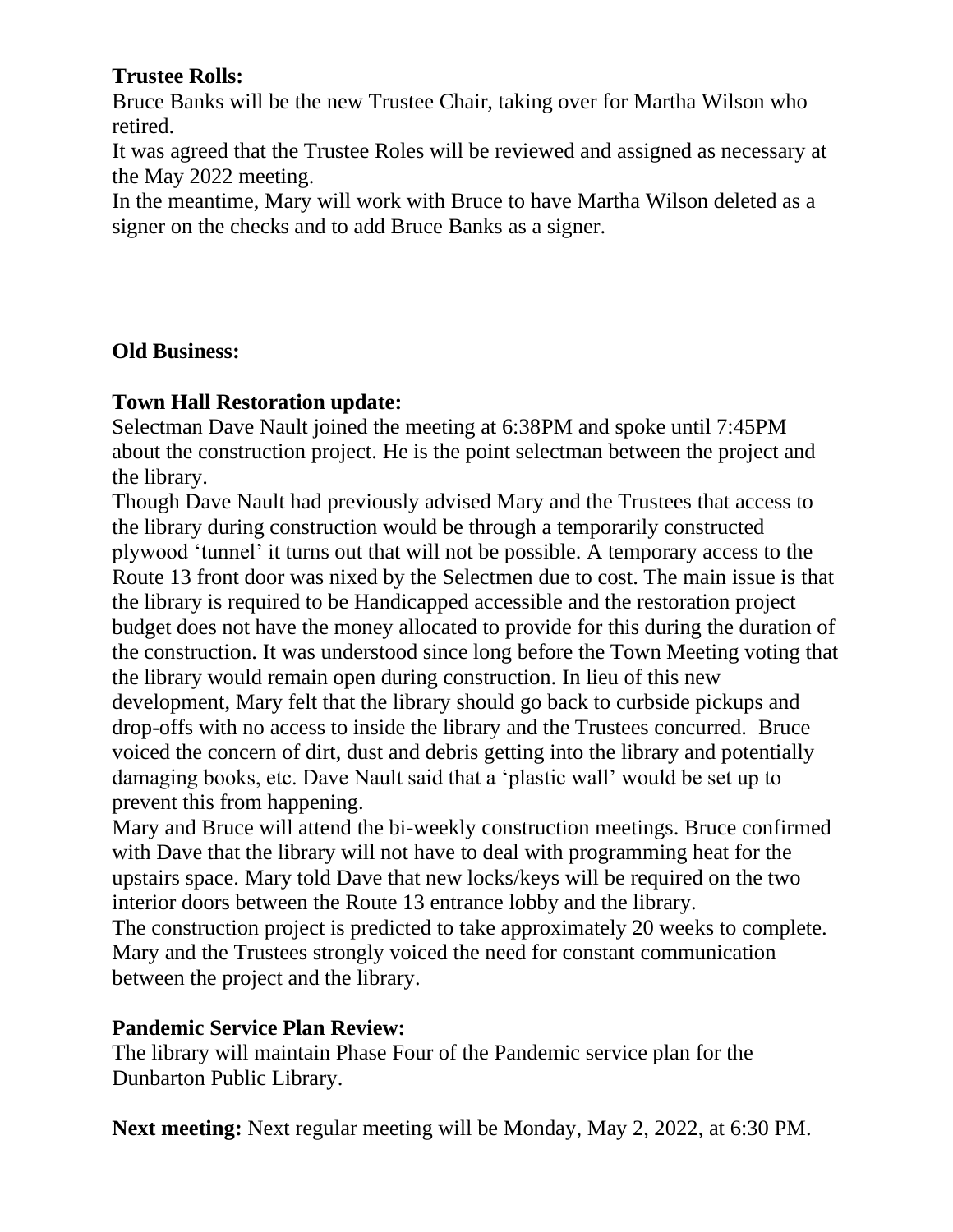**Trustee Rolls:**
Bruce Banks will be the new Trustee Chair, taking over for Martha Wilson who retired.
It was agreed that the Trustee Roles will be reviewed and assigned as necessary at the May 2022 meeting.
In the meantime, Mary will work with Bruce to have Martha Wilson deleted as a signer on the checks and to add Bruce Banks as a signer.

**Old Business:**

**Town Hall Restoration update:**
Selectman Dave Nault joined the meeting at 6:38PM and spoke until 7:45PM about the construction project. He is the point selectman between the project and the library.
Though Dave Nault had previously advised Mary and the Trustees that access to the library during construction would be through a temporarily constructed plywood 'tunnel' it turns out that will not be possible. A temporary access to the Route 13 front door was nixed by the Selectmen due to cost. The main issue is that the library is required to be Handicapped accessible and the restoration project budget does not have the money allocated to provide for this during the duration of the construction. It was understood since long before the Town Meeting voting that the library would remain open during construction. In lieu of this new development, Mary felt that the library should go back to curbside pickups and drop-offs with no access to inside the library and the Trustees concurred. Bruce voiced the concern of dirt, dust and debris getting into the library and potentially damaging books, etc. Dave Nault said that a 'plastic wall' would be set up to prevent this from happening.
Mary and Bruce will attend the bi-weekly construction meetings. Bruce confirmed with Dave that the library will not have to deal with programming heat for the upstairs space. Mary told Dave that new locks/keys will be required on the two interior doors between the Route 13 entrance lobby and the library.
The construction project is predicted to take approximately 20 weeks to complete. Mary and the Trustees strongly voiced the need for constant communication between the project and the library.

**Pandemic Service Plan Review:**
The library will maintain Phase Four of the Pandemic service plan for the Dunbarton Public Library.

**Next meeting:** Next regular meeting will be Monday, May 2, 2022, at 6:30 PM.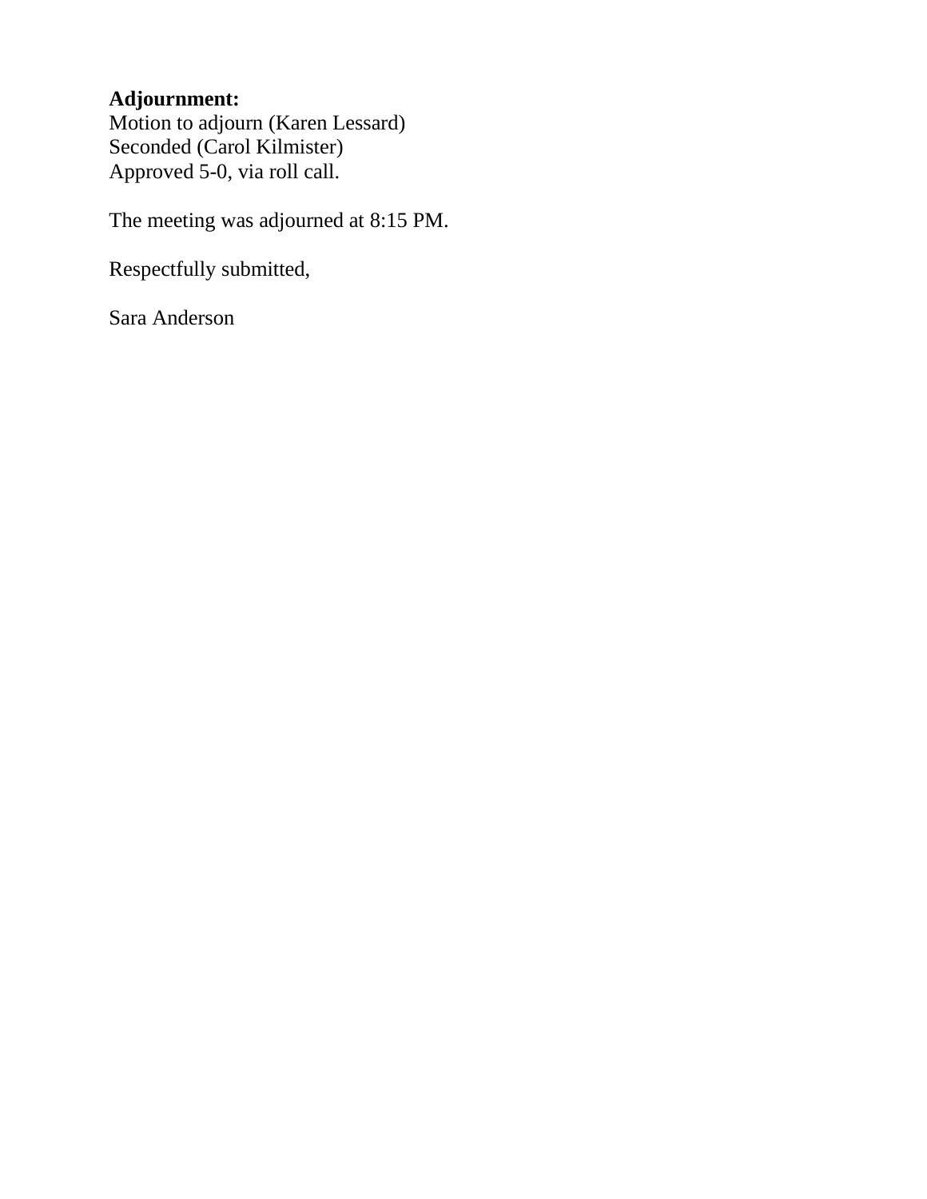**Adjournment:**
Motion to adjourn (Karen Lessard)
Seconded (Carol Kilmister)
Approved 5-0, via roll call.

The meeting was adjourned at 8:15 PM.

Respectfully submitted,

Sara Anderson